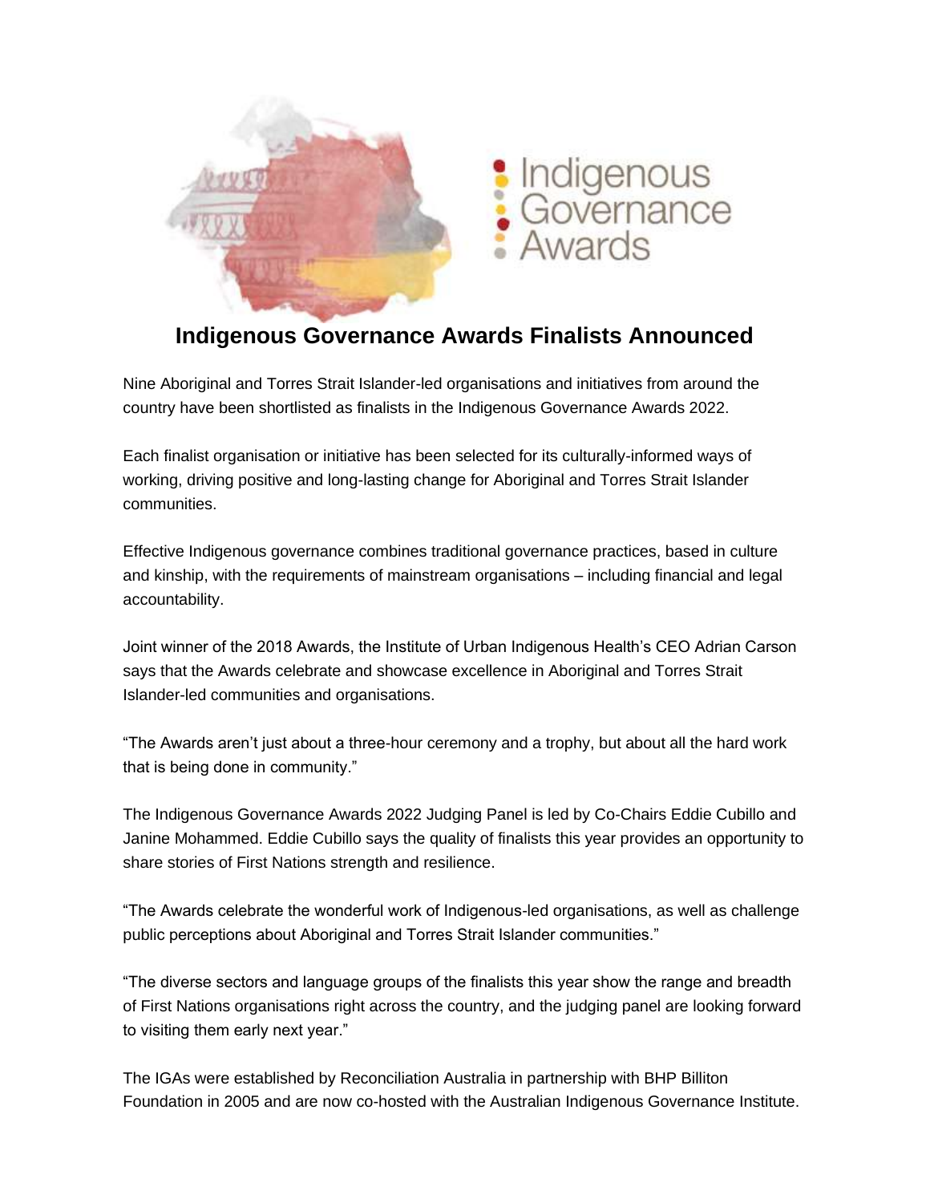# Indigenous Governance Awards Finalists Announced

Nine Aboriginal and Torres Strait Islander-led organisations and initiatives from around the country have been shortlisted as finalists in the Indigenous Governance Awards 2022.

Each finalist organisation or initiative has been selected for its culturally-informed ways of working, driving positive and long-lasting change for Aboriginal and Torres Strait Islander communities.

Effective Indigenous governance combines traditional governance practices, based in culture and kinship, with the requirements of mainstream organisations – including financial and legal accountability.

Joint winner of the 2018 Awards, the Institute of Urban Indigenous Health's CEO Adrian Carson says that the Awards celebrate and showcase excellence in Aboriginal and Torres Strait Islander-led communities and organisations.

"The Awards aren't just about a three-hour ceremony and a trophy, but about all the hard work that is being done in community."

The Indigenous Governance Awards 2022 Judging Panel is led by Co-Chairs Eddie Cubillo and Janine Mohammed. Eddie Cubillo says the quality of finalists this year provides an opportunity to share stories of First Nations strength and resilience.

"The Awards celebrate the wonderful work of Indigenous-led organisations, as well as challenge public perceptions about Aboriginal and Torres Strait Islander communities."

"The diverse sectors and language groups of the finalists this year show the range and breadth of First Nations organisations right across the country, and the judging panel are looking forward to visiting them early next year."

The IGAs were established by Reconciliation Australia in partnership with BHP Billiton Foundation in 2005 and are now co-hosted with the Australian Indigenous Governance Institute.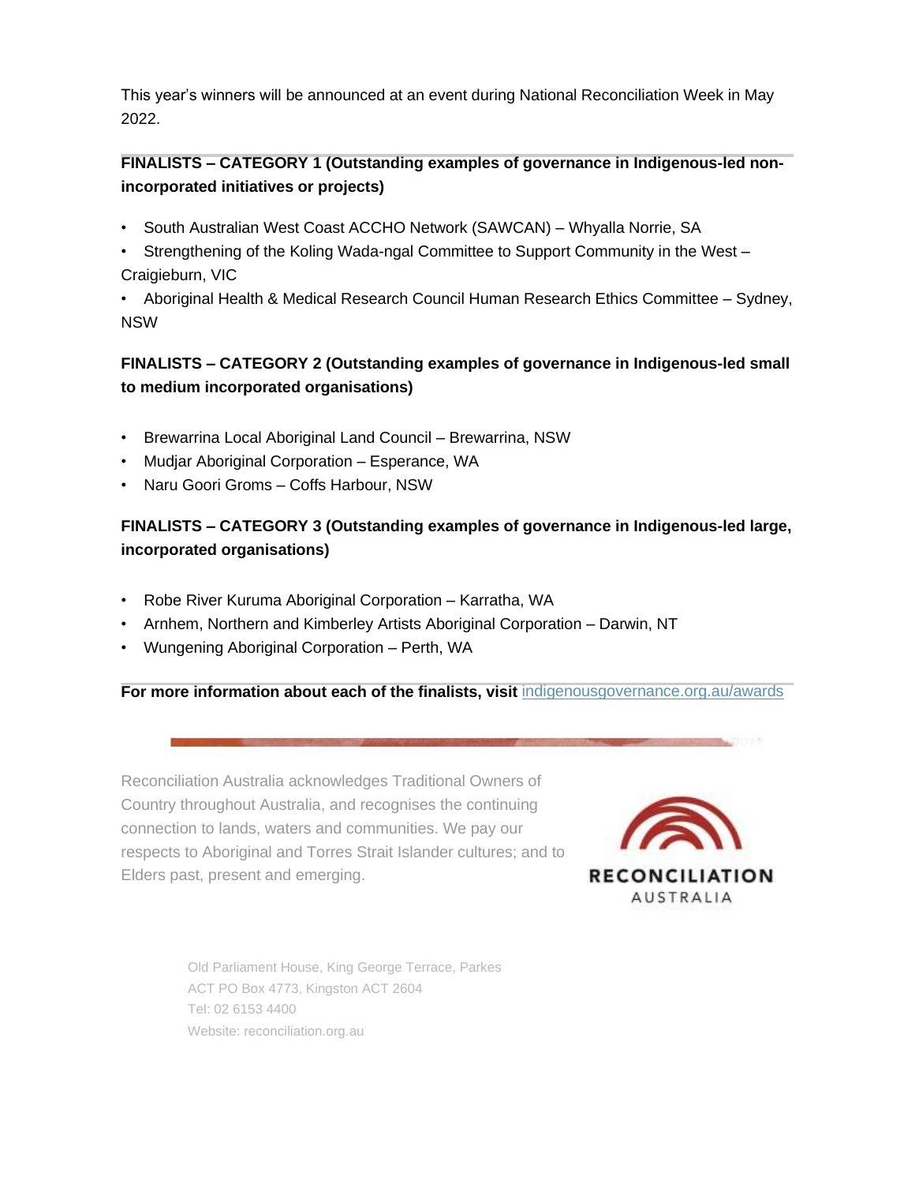This year's winners will be announced at an event during National Reconciliation Week in May 2022.

**FINALISTS – CATEGORY 1 (Outstanding examples of governance in Indigenous-led non-incorporated initiatives or projects)**

- South Australian West Coast ACCHO Network (SAWCAN) – Whyalla Norrie, SA
- Strengthening of the Koling Wada-ngal Committee to Support Community in the West – Craigieburn, VIC
- Aboriginal Health & Medical Research Council Human Research Ethics Committee – Sydney, NSW

**FINALISTS – CATEGORY 2 (Outstanding examples of governance in Indigenous-led small to medium incorporated organisations)**

- Brewarrina Local Aboriginal Land Council – Brewarrina, NSW
- Mudjar Aboriginal Corporation – Esperance, WA
- Naru Goori Groms – Coffs Harbour, NSW

**FINALISTS – CATEGORY 3 (Outstanding examples of governance in Indigenous-led large, incorporated organisations)**

- Robe River Kuruma Aboriginal Corporation – Karratha, WA
- Arnhem, Northern and Kimberley Artists Aboriginal Corporation – Darwin, NT
- Wungening Aboriginal Corporation – Perth, WA

**For more information about each of the finalists, visit** indigenousgovernance.org.au/awards

Reconciliation Australia acknowledges Traditional Owners of Country throughout Australia, and recognises the continuing connection to lands, waters and communities. We pay our respects to Aboriginal and Torres Strait Islander cultures; and to Elders past, present and emerging.

RECONCILIATION AUSTRALIA

Old Parliament House, King George Terrace, Parkes
ACT PO Box 4773, Kingston ACT 2604
Tel: 02 6153 4400
Website: reconciliation.org.au